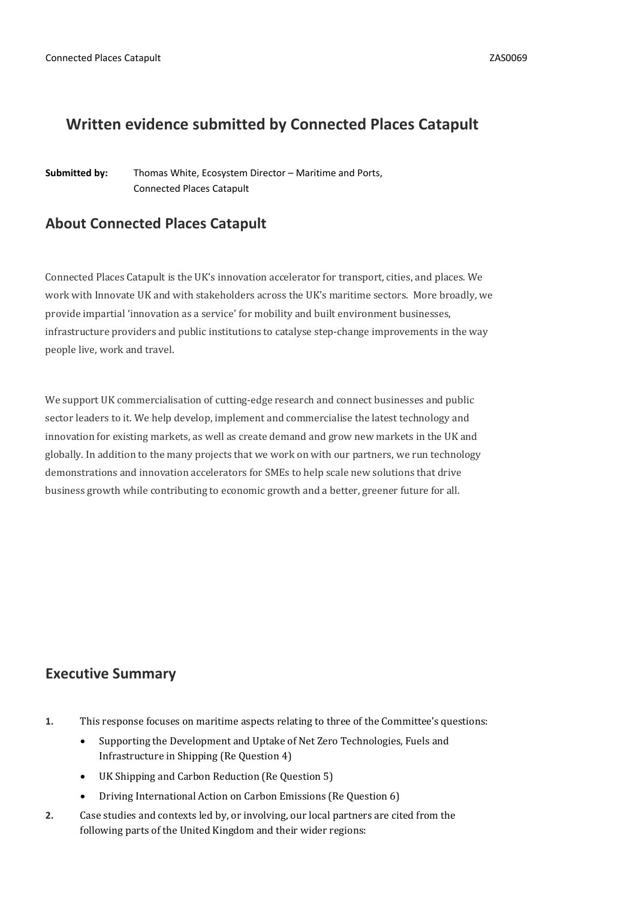# Written evidence submitted by Connected Places Catapult

**Submitted by:** Thomas White, Ecosystem Director – Maritime and Ports, Connected Places Catapult

## About Connected Places Catapult

Connected Places Catapult is the UK's innovation accelerator for transport, cities, and places. We work with Innovate UK and with stakeholders across the UK's maritime sectors. More broadly, we provide impartial 'innovation as a service' for mobility and built environment businesses, infrastructure providers and public institutions to catalyse step-change improvements in the way people live, work and travel.

We support UK commercialisation of cutting-edge research and connect businesses and public sector leaders to it. We help develop, implement and commercialise the latest technology and innovation for existing markets, as well as create demand and grow new markets in the UK and globally. In addition to the many projects that we work on with our partners, we run technology demonstrations and innovation accelerators for SMEs to help scale new solutions that drive business growth while contributing to economic growth and a better, greener future for all.

## Executive Summary

**1.** This response focuses on maritime aspects relating to three of the Committee's questions:

- Supporting the Development and Uptake of Net Zero Technologies, Fuels and Infrastructure in Shipping (Re Question 4)
- UK Shipping and Carbon Reduction (Re Question 5)
- Driving International Action on Carbon Emissions (Re Question 6)

**2.** Case studies and contexts led by, or involving, our local partners are cited from the following parts of the United Kingdom and their wider regions: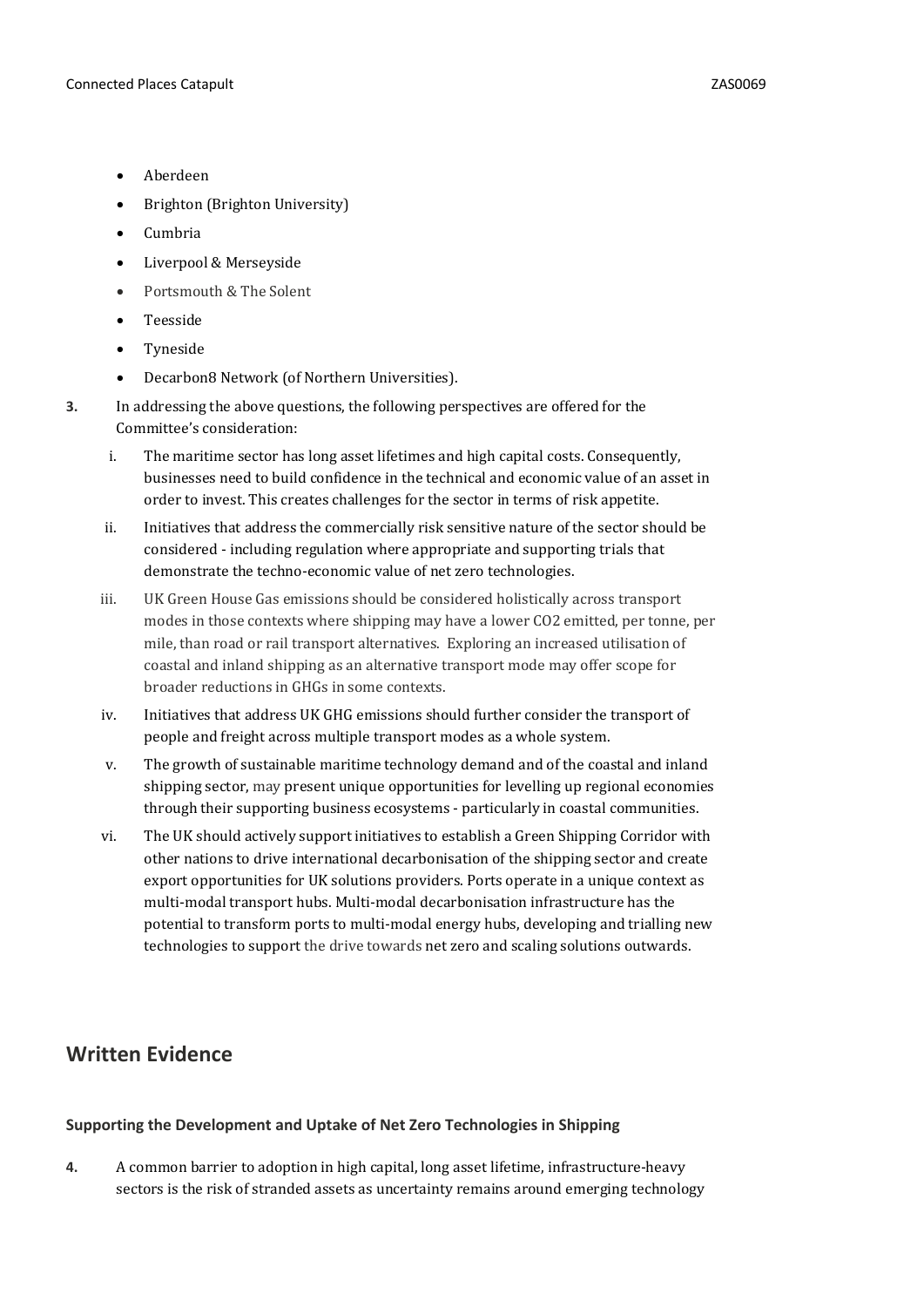- Aberdeen
- Brighton (Brighton University)
- Cumbria
- Liverpool & Merseyside
- Portsmouth & The Solent
- Teesside
- Tyneside
- Decarbon8 Network (of Northern Universities).

**3.** In addressing the above questions, the following perspectives are offered for the Committee's consideration:

i. The maritime sector has long asset lifetimes and high capital costs. Consequently, businesses need to build confidence in the technical and economic value of an asset in order to invest. This creates challenges for the sector in terms of risk appetite.

ii. Initiatives that address the commercially risk sensitive nature of the sector should be considered - including regulation where appropriate and supporting trials that demonstrate the techno-economic value of net zero technologies.

iii. UK Green House Gas emissions should be considered holistically across transport modes in those contexts where shipping may have a lower $CO_2$ emitted, per tonne, per mile, than road or rail transport alternatives. Exploring an increased utilisation of coastal and inland shipping as an alternative transport mode may offer scope for broader reductions in GHGs in some contexts.

iv. Initiatives that address UK GHG emissions should further consider the transport of people and freight across multiple transport modes as a whole system.

v. The growth of sustainable maritime technology demand and of the coastal and inland shipping sector, may present unique opportunities for levelling up regional economies through their supporting business ecosystems - particularly in coastal communities.

vi. The UK should actively support initiatives to establish a Green Shipping Corridor with other nations to drive international decarbonisation of the shipping sector and create export opportunities for UK solutions providers. Ports operate in a unique context as multi-modal transport hubs. Multi-modal decarbonisation infrastructure has the potential to transform ports to multi-modal energy hubs, developing and trialling new technologies to support the drive towards net zero and scaling solutions outwards.

## Written Evidence

### Supporting the Development and Uptake of Net Zero Technologies in Shipping

**4.** A common barrier to adoption in high capital, long asset lifetime, infrastructure-heavy sectors is the risk of stranded assets as uncertainty remains around emerging technology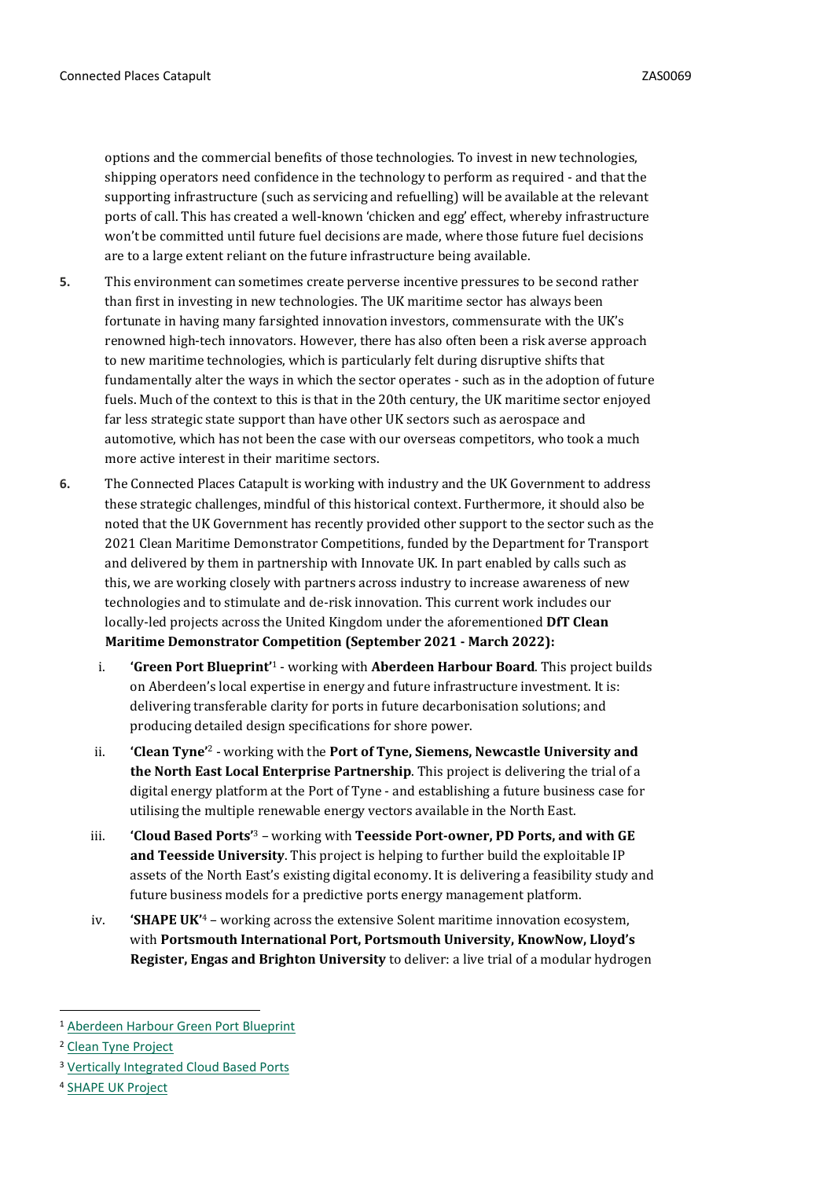options and the commercial benefits of those technologies. To invest in new technologies, shipping operators need confidence in the technology to perform as required - and that the supporting infrastructure (such as servicing and refuelling) will be available at the relevant ports of call. This has created a well-known 'chicken and egg' effect, whereby infrastructure won't be committed until future fuel decisions are made, where those future fuel decisions are to a large extent reliant on the future infrastructure being available.

**5.** This environment can sometimes create perverse incentive pressures to be second rather than first in investing in new technologies. The UK maritime sector has always been fortunate in having many farsighted innovation investors, commensurate with the UK's renowned high-tech innovators. However, there has also often been a risk averse approach to new maritime technologies, which is particularly felt during disruptive shifts that fundamentally alter the ways in which the sector operates - such as in the adoption of future fuels. Much of the context to this is that in the 20th century, the UK maritime sector enjoyed far less strategic state support than have other UK sectors such as aerospace and automotive, which has not been the case with our overseas competitors, who took a much more active interest in their maritime sectors.

**6.** The Connected Places Catapult is working with industry and the UK Government to address these strategic challenges, mindful of this historical context. Furthermore, it should also be noted that the UK Government has recently provided other support to the sector such as the 2021 Clean Maritime Demonstrator Competitions, funded by the Department for Transport and delivered by them in partnership with Innovate UK. In part enabled by calls such as this, we are working closely with partners across industry to increase awareness of new technologies and to stimulate and de-risk innovation. This current work includes our locally-led projects across the United Kingdom under the aforementioned **DfT Clean Maritime Demonstrator Competition (September 2021 - March 2022):**

i. **'Green Port Blueprint'**[1] - working with **Aberdeen Harbour Board**. This project builds on Aberdeen's local expertise in energy and future infrastructure investment. It is: delivering transferable clarity for ports in future decarbonisation solutions; and producing detailed design specifications for shore power.

ii. **'Clean Tyne'**[2] - working with the **Port of Tyne, Siemens, Newcastle University and the North East Local Enterprise Partnership**. This project is delivering the trial of a digital energy platform at the Port of Tyne - and establishing a future business case for utilising the multiple renewable energy vectors available in the North East.

iii. **'Cloud Based Ports'**[3] – working with **Teesside Port-owner, PD Ports, and with GE and Teesside University**. This project is helping to further build the exploitable IP assets of the North East's existing digital economy. It is delivering a feasibility study and future business models for a predictive ports energy management platform.

iv. **'SHAPE UK'**[4] – working across the extensive Solent maritime innovation ecosystem, with **Portsmouth International Port, Portsmouth University, KnowNow, Lloyd's Register, Engas and Brighton University** to deliver: a live trial of a modular hydrogen

---

[1] Aberdeen Harbour Green Port Blueprint

[2] Clean Tyne Project

[3] Vertically Integrated Cloud Based Ports

[4] SHAPE UK Project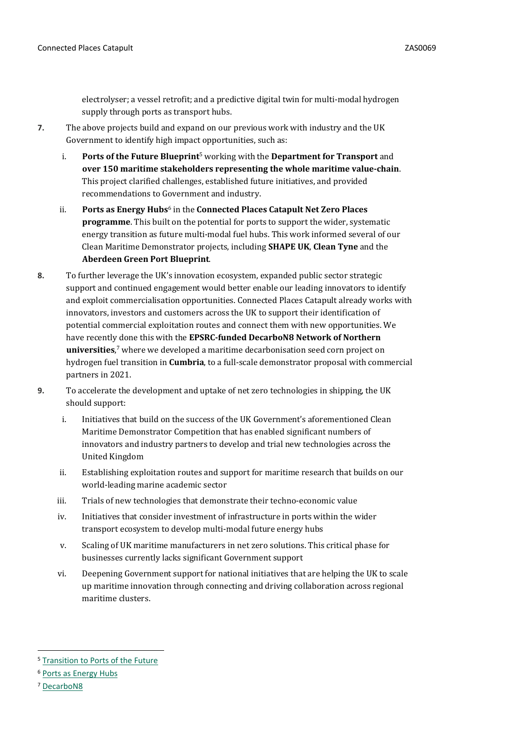electrolyser; a vessel retrofit; and a predictive digital twin for multi-modal hydrogen supply through ports as transport hubs.

**7.** The above projects build and expand on our previous work with industry and the UK Government to identify high impact opportunities, such as:

i. **Ports of the Future Blueprint**[5] working with the **Department for Transport** and **over 150 maritime stakeholders representing the whole maritime value-chain**. This project clarified challenges, established future initiatives, and provided recommendations to Government and industry.

ii. **Ports as Energy Hubs**[6] in the **Connected Places Catapult Net Zero Places programme**. This built on the potential for ports to support the wider, systematic energy transition as future multi-modal fuel hubs. This work informed several of our Clean Maritime Demonstrator projects, including **SHAPE UK**, **Clean Tyne** and the **Aberdeen Green Port Blueprint**.

**8.** To further leverage the UK's innovation ecosystem, expanded public sector strategic support and continued engagement would better enable our leading innovators to identify and exploit commercialisation opportunities. Connected Places Catapult already works with innovators, investors and customers across the UK to support their identification of potential commercial exploitation routes and connect them with new opportunities. We have recently done this with the **EPSRC-funded DecarboN8 Network of Northern universities**,[7] where we developed a maritime decarbonisation seed corn project on hydrogen fuel transition in **Cumbria**, to a full-scale demonstrator proposal with commercial partners in 2021.

**9.** To accelerate the development and uptake of net zero technologies in shipping, the UK should support:

i. Initiatives that build on the success of the UK Government's aforementioned Clean Maritime Demonstrator Competition that has enabled significant numbers of innovators and industry partners to develop and trial new technologies across the United Kingdom

ii. Establishing exploitation routes and support for maritime research that builds on our world-leading marine academic sector

iii. Trials of new technologies that demonstrate their techno-economic value

iv. Initiatives that consider investment of infrastructure in ports within the wider transport ecosystem to develop multi-modal future energy hubs

v. Scaling of UK maritime manufacturers in net zero solutions. This critical phase for businesses currently lacks significant Government support

vi. Deepening Government support for national initiatives that are helping the UK to scale up maritime innovation through connecting and driving collaboration across regional maritime clusters.

---

[5] Transition to Ports of the Future

[6] Ports as Energy Hubs

[7] DecarboN8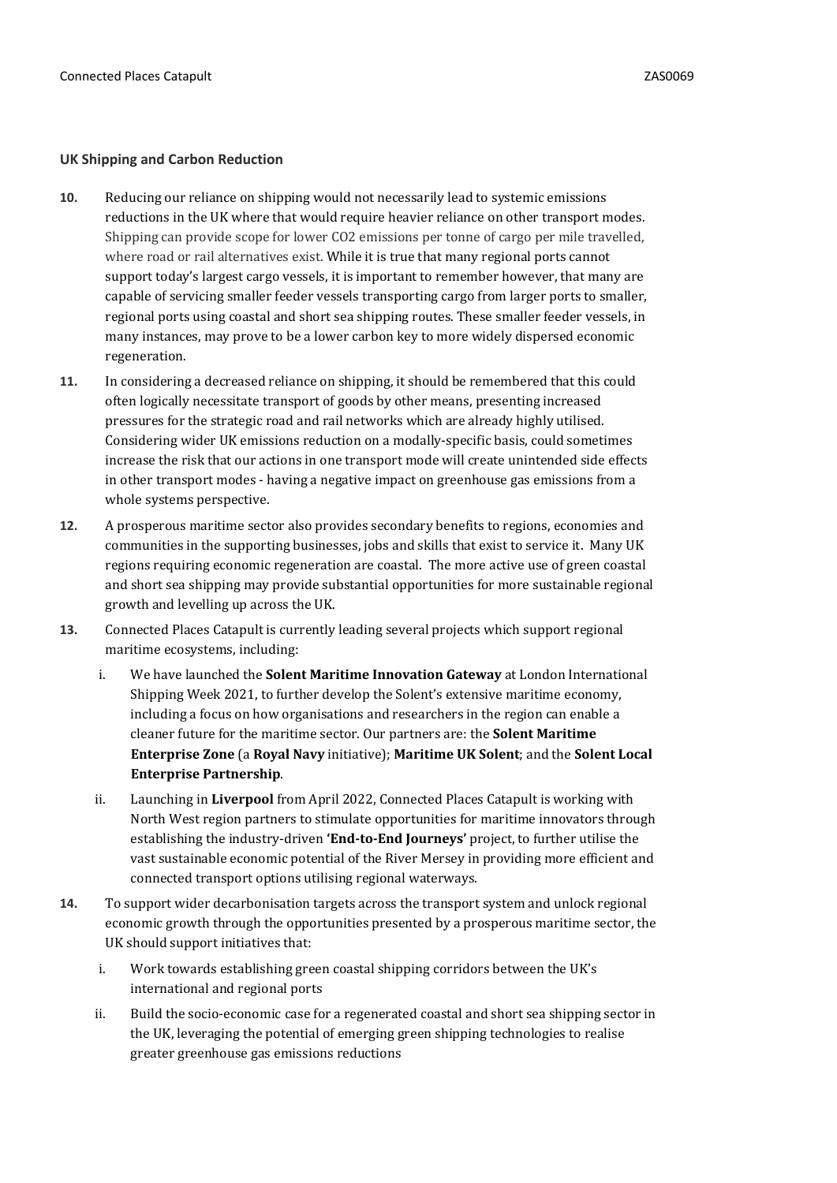**UK Shipping and Carbon Reduction**

**10.** Reducing our reliance on shipping would not necessarily lead to systemic emissions reductions in the UK where that would require heavier reliance on other transport modes. Shipping can provide scope for lower $CO_2$ emissions per tonne of cargo per mile travelled, where road or rail alternatives exist. While it is true that many regional ports cannot support today's largest cargo vessels, it is important to remember however, that many are capable of servicing smaller feeder vessels transporting cargo from larger ports to smaller, regional ports using coastal and short sea shipping routes. These smaller feeder vessels, in many instances, may prove to be a lower carbon key to more widely dispersed economic regeneration.

**11.** In considering a decreased reliance on shipping, it should be remembered that this could often logically necessitate transport of goods by other means, presenting increased pressures for the strategic road and rail networks which are already highly utilised. Considering wider UK emissions reduction on a modally-specific basis, could sometimes increase the risk that our actions in one transport mode will create unintended side effects in other transport modes - having a negative impact on greenhouse gas emissions from a whole systems perspective.

**12.** A prosperous maritime sector also provides secondary benefits to regions, economies and communities in the supporting businesses, jobs and skills that exist to service it. Many UK regions requiring economic regeneration are coastal. The more active use of green coastal and short sea shipping may provide substantial opportunities for more sustainable regional growth and levelling up across the UK.

**13.** Connected Places Catapult is currently leading several projects which support regional maritime ecosystems, including:

i. We have launched the **Solent Maritime Innovation Gateway** at London International Shipping Week 2021, to further develop the Solent's extensive maritime economy, including a focus on how organisations and researchers in the region can enable a cleaner future for the maritime sector. Our partners are: the **Solent Maritime Enterprise Zone** (a **Royal Navy** initiative); **Maritime UK Solent**; and the **Solent Local Enterprise Partnership**.

ii. Launching in **Liverpool** from April 2022, Connected Places Catapult is working with North West region partners to stimulate opportunities for maritime innovators through establishing the industry-driven **'End-to-End Journeys'** project, to further utilise the vast sustainable economic potential of the River Mersey in providing more efficient and connected transport options utilising regional waterways.

**14.** To support wider decarbonisation targets across the transport system and unlock regional economic growth through the opportunities presented by a prosperous maritime sector, the UK should support initiatives that:

i. Work towards establishing green coastal shipping corridors between the UK's international and regional ports

ii. Build the socio-economic case for a regenerated coastal and short sea shipping sector in the UK, leveraging the potential of emerging green shipping technologies to realise greater greenhouse gas emissions reductions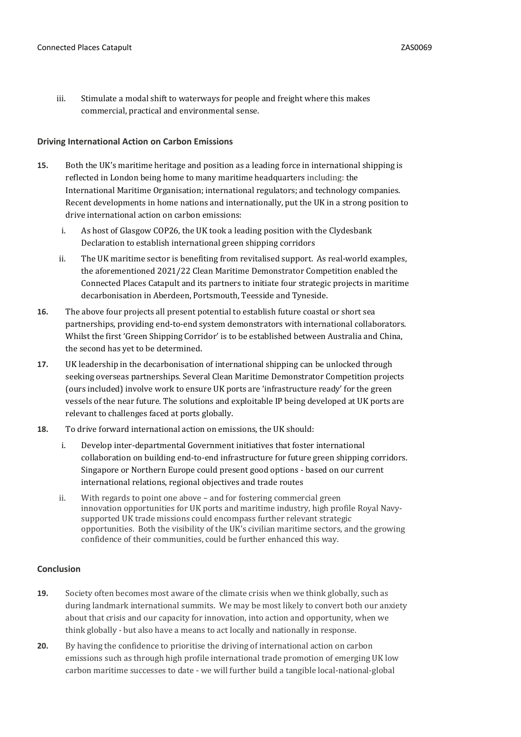iii. Stimulate a modal shift to waterways for people and freight where this makes commercial, practical and environmental sense.

### Driving International Action on Carbon Emissions

**15.** Both the UK's maritime heritage and position as a leading force in international shipping is reflected in London being home to many maritime headquarters including: the International Maritime Organisation; international regulators; and technology companies. Recent developments in home nations and internationally, put the UK in a strong position to drive international action on carbon emissions:

i. As host of Glasgow COP26, the UK took a leading position with the Clydesbank Declaration to establish international green shipping corridors

ii. The UK maritime sector is benefiting from revitalised support. As real-world examples, the aforementioned 2021/22 Clean Maritime Demonstrator Competition enabled the Connected Places Catapult and its partners to initiate four strategic projects in maritime decarbonisation in Aberdeen, Portsmouth, Teesside and Tyneside.

**16.** The above four projects all present potential to establish future coastal or short sea partnerships, providing end-to-end system demonstrators with international collaborators. Whilst the first 'Green Shipping Corridor' is to be established between Australia and China, the second has yet to be determined.

**17.** UK leadership in the decarbonisation of international shipping can be unlocked through seeking overseas partnerships. Several Clean Maritime Demonstrator Competition projects (ours included) involve work to ensure UK ports are 'infrastructure ready' for the green vessels of the near future. The solutions and exploitable IP being developed at UK ports are relevant to challenges faced at ports globally.

**18.** To drive forward international action on emissions, the UK should:

i. Develop inter-departmental Government initiatives that foster international collaboration on building end-to-end infrastructure for future green shipping corridors. Singapore or Northern Europe could present good options - based on our current international relations, regional objectives and trade routes

ii. With regards to point one above – and for fostering commercial green innovation opportunities for UK ports and maritime industry, high profile Royal Navy-supported UK trade missions could encompass further relevant strategic opportunities. Both the visibility of the UK's civilian maritime sectors, and the growing confidence of their communities, could be further enhanced this way.

### Conclusion

**19.** Society often becomes most aware of the climate crisis when we think globally, such as during landmark international summits. We may be most likely to convert both our anxiety about that crisis and our capacity for innovation, into action and opportunity, when we think globally - but also have a means to act locally and nationally in response.

**20.** By having the confidence to prioritise the driving of international action on carbon emissions such as through high profile international trade promotion of emerging UK low carbon maritime successes to date - we will further build a tangible local-national-global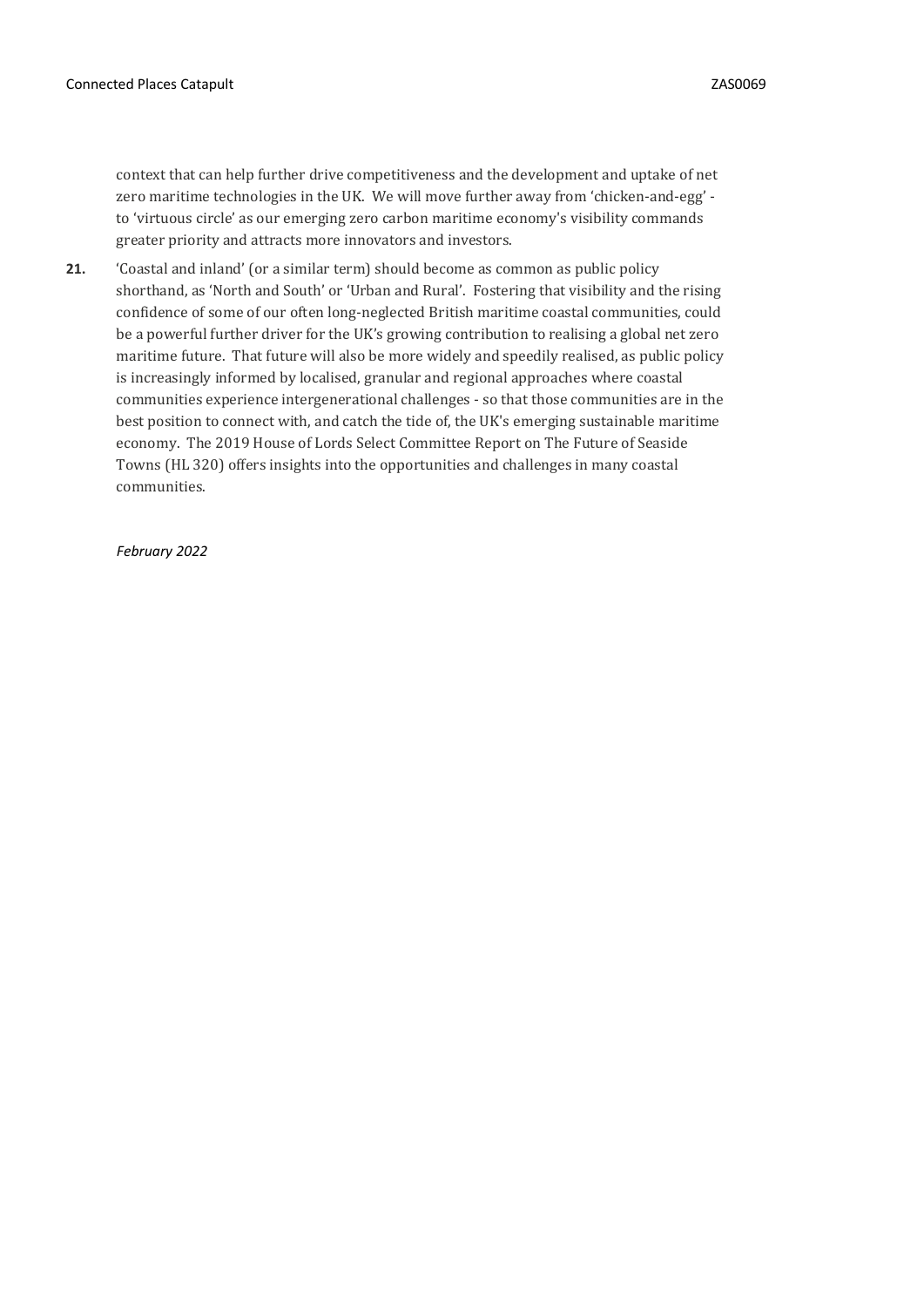context that can help further drive competitiveness and the development and uptake of net zero maritime technologies in the UK. We will move further away from 'chicken-and-egg' - to 'virtuous circle' as our emerging zero carbon maritime economy's visibility commands greater priority and attracts more innovators and investors.

**21.** 'Coastal and inland' (or a similar term) should become as common as public policy shorthand, as 'North and South' or 'Urban and Rural'. Fostering that visibility and the rising confidence of some of our often long-neglected British maritime coastal communities, could be a powerful further driver for the UK's growing contribution to realising a global net zero maritime future. That future will also be more widely and speedily realised, as public policy is increasingly informed by localised, granular and regional approaches where coastal communities experience intergenerational challenges - so that those communities are in the best position to connect with, and catch the tide of, the UK's emerging sustainable maritime economy. The 2019 House of Lords Select Committee Report on The Future of Seaside Towns (HL 320) offers insights into the opportunities and challenges in many coastal communities.

*February 2022*